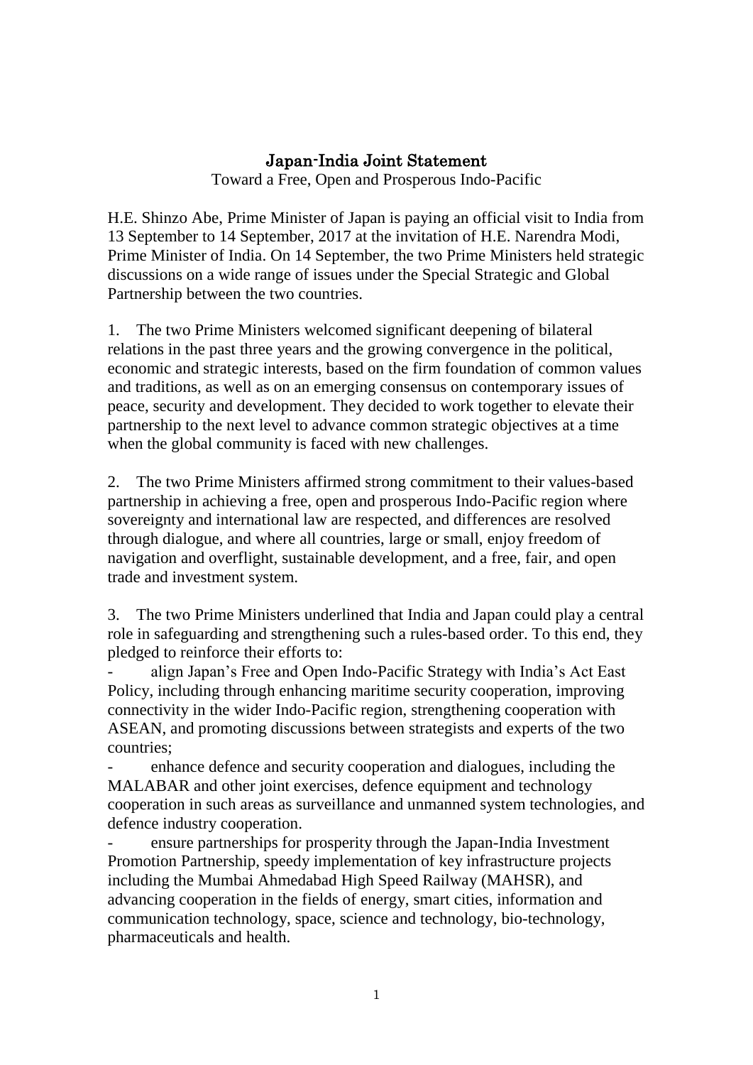# Japan-India Joint Statement

Toward a Free, Open and Prosperous Indo-Pacific

H.E. Shinzo Abe, Prime Minister of Japan is paying an official visit to India from 13 September to 14 September, 2017 at the invitation of H.E. Narendra Modi, Prime Minister of India. On 14 September, the two Prime Ministers held strategic discussions on a wide range of issues under the Special Strategic and Global Partnership between the two countries.

1. The two Prime Ministers welcomed significant deepening of bilateral relations in the past three years and the growing convergence in the political, economic and strategic interests, based on the firm foundation of common values and traditions, as well as on an emerging consensus on contemporary issues of peace, security and development. They decided to work together to elevate their partnership to the next level to advance common strategic objectives at a time when the global community is faced with new challenges.

2. The two Prime Ministers affirmed strong commitment to their values-based partnership in achieving a free, open and prosperous Indo-Pacific region where sovereignty and international law are respected, and differences are resolved through dialogue, and where all countries, large or small, enjoy freedom of navigation and overflight, sustainable development, and a free, fair, and open trade and investment system.

3. The two Prime Ministers underlined that India and Japan could play a central role in safeguarding and strengthening such a rules-based order. To this end, they pledged to reinforce their efforts to:

- align Japan's Free and Open Indo-Pacific Strategy with India's Act East Policy, including through enhancing maritime security cooperation, improving connectivity in the wider Indo-Pacific region, strengthening cooperation with ASEAN, and promoting discussions between strategists and experts of the two countries;
- enhance defence and security cooperation and dialogues, including the MALABAR and other joint exercises, defence equipment and technology cooperation in such areas as surveillance and unmanned system technologies, and defence industry cooperation.
- ensure partnerships for prosperity through the Japan-India Investment Promotion Partnership, speedy implementation of key infrastructure projects including the Mumbai Ahmedabad High Speed Railway (MAHSR), and advancing cooperation in the fields of energy, smart cities, information and communication technology, space, science and technology, bio-technology, pharmaceuticals and health.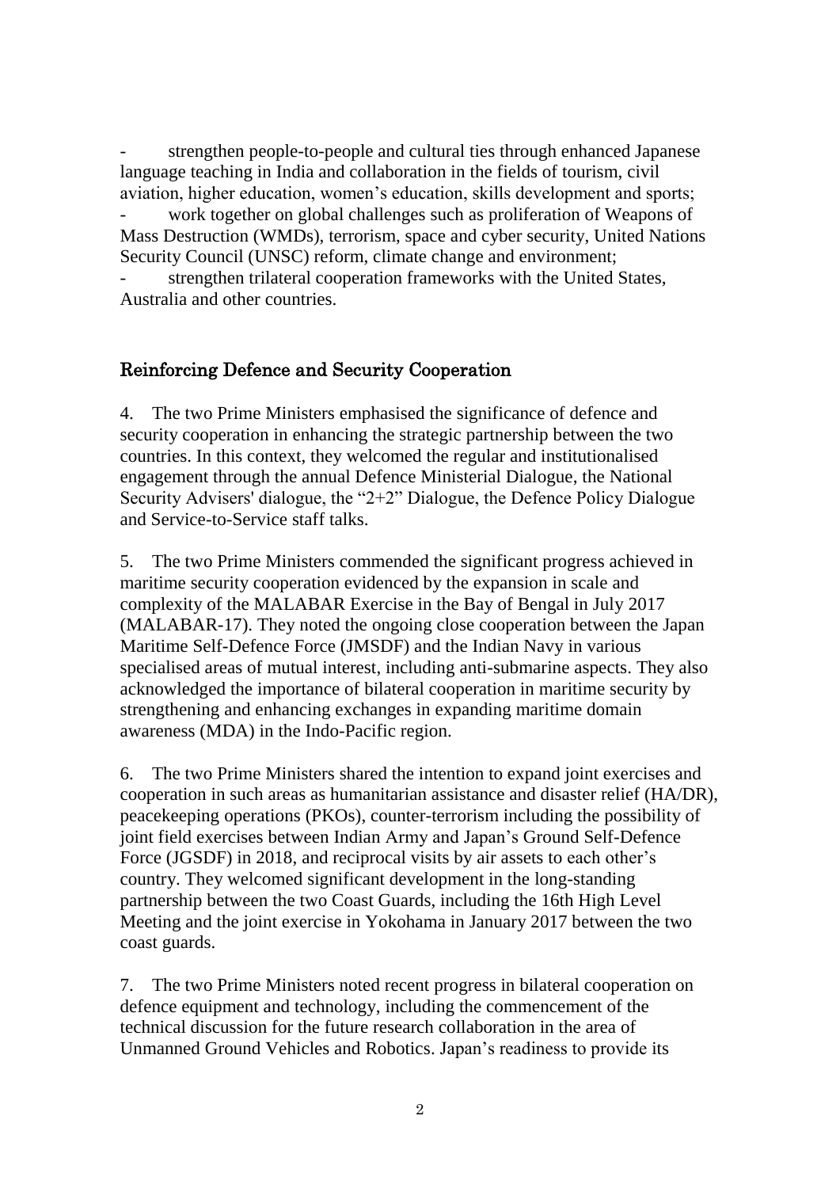- strengthen people-to-people and cultural ties through enhanced Japanese language teaching in India and collaboration in the fields of tourism, civil aviation, higher education, women's education, skills development and sports;
- work together on global challenges such as proliferation of Weapons of Mass Destruction (WMDs), terrorism, space and cyber security, United Nations Security Council (UNSC) reform, climate change and environment;
- strengthen trilateral cooperation frameworks with the United States, Australia and other countries.

## Reinforcing Defence and Security Cooperation

4. The two Prime Ministers emphasised the significance of defence and security cooperation in enhancing the strategic partnership between the two countries. In this context, they welcomed the regular and institutionalised engagement through the annual Defence Ministerial Dialogue, the National Security Advisers' dialogue, the "2+2" Dialogue, the Defence Policy Dialogue and Service-to-Service staff talks.

5. The two Prime Ministers commended the significant progress achieved in maritime security cooperation evidenced by the expansion in scale and complexity of the MALABAR Exercise in the Bay of Bengal in July 2017 (MALABAR-17). They noted the ongoing close cooperation between the Japan Maritime Self-Defence Force (JMSDF) and the Indian Navy in various specialised areas of mutual interest, including anti-submarine aspects. They also acknowledged the importance of bilateral cooperation in maritime security by strengthening and enhancing exchanges in expanding maritime domain awareness (MDA) in the Indo-Pacific region.

6. The two Prime Ministers shared the intention to expand joint exercises and cooperation in such areas as humanitarian assistance and disaster relief (HA/DR), peacekeeping operations (PKOs), counter-terrorism including the possibility of joint field exercises between Indian Army and Japan's Ground Self-Defence Force (JGSDF) in 2018, and reciprocal visits by air assets to each other's country. They welcomed significant development in the long-standing partnership between the two Coast Guards, including the 16th High Level Meeting and the joint exercise in Yokohama in January 2017 between the two coast guards.

7. The two Prime Ministers noted recent progress in bilateral cooperation on defence equipment and technology, including the commencement of the technical discussion for the future research collaboration in the area of Unmanned Ground Vehicles and Robotics. Japan's readiness to provide its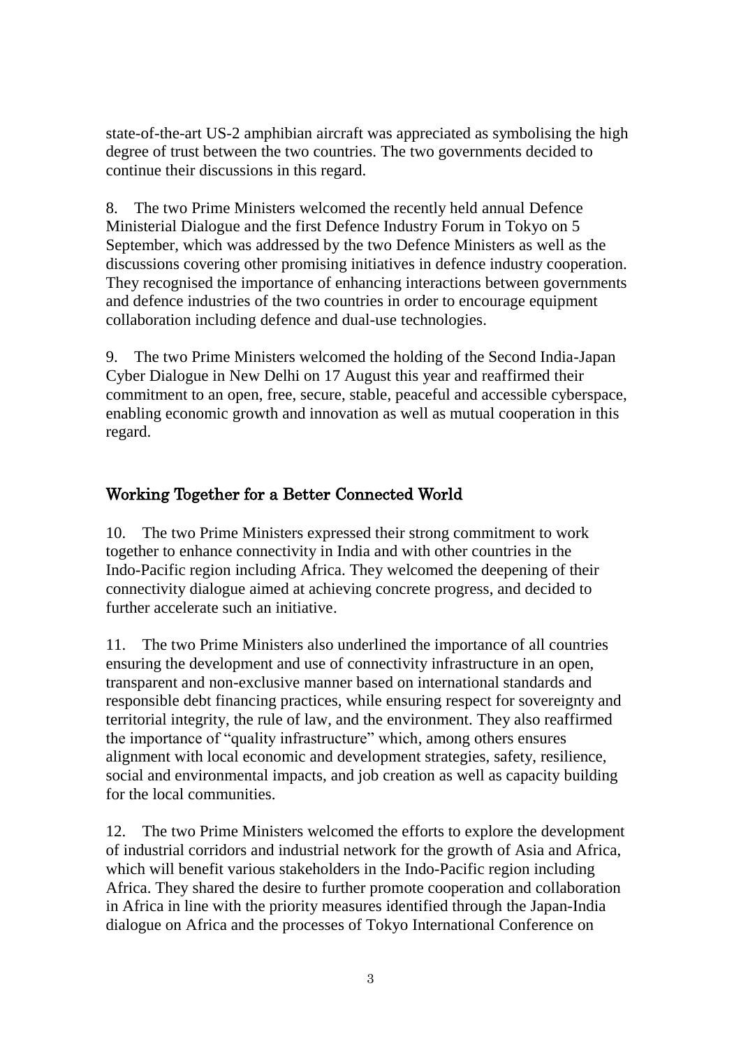state-of-the-art US-2 amphibian aircraft was appreciated as symbolising the high degree of trust between the two countries. The two governments decided to continue their discussions in this regard.

8. The two Prime Ministers welcomed the recently held annual Defence Ministerial Dialogue and the first Defence Industry Forum in Tokyo on 5 September, which was addressed by the two Defence Ministers as well as the discussions covering other promising initiatives in defence industry cooperation. They recognised the importance of enhancing interactions between governments and defence industries of the two countries in order to encourage equipment collaboration including defence and dual-use technologies.

9. The two Prime Ministers welcomed the holding of the Second India-Japan Cyber Dialogue in New Delhi on 17 August this year and reaffirmed their commitment to an open, free, secure, stable, peaceful and accessible cyberspace, enabling economic growth and innovation as well as mutual cooperation in this regard.

## Working Together for a Better Connected World

10. The two Prime Ministers expressed their strong commitment to work together to enhance connectivity in India and with other countries in the Indo-Pacific region including Africa. They welcomed the deepening of their connectivity dialogue aimed at achieving concrete progress, and decided to further accelerate such an initiative.

11. The two Prime Ministers also underlined the importance of all countries ensuring the development and use of connectivity infrastructure in an open, transparent and non-exclusive manner based on international standards and responsible debt financing practices, while ensuring respect for sovereignty and territorial integrity, the rule of law, and the environment. They also reaffirmed the importance of "quality infrastructure" which, among others ensures alignment with local economic and development strategies, safety, resilience, social and environmental impacts, and job creation as well as capacity building for the local communities.

12. The two Prime Ministers welcomed the efforts to explore the development of industrial corridors and industrial network for the growth of Asia and Africa, which will benefit various stakeholders in the Indo-Pacific region including Africa. They shared the desire to further promote cooperation and collaboration in Africa in line with the priority measures identified through the Japan-India dialogue on Africa and the processes of Tokyo International Conference on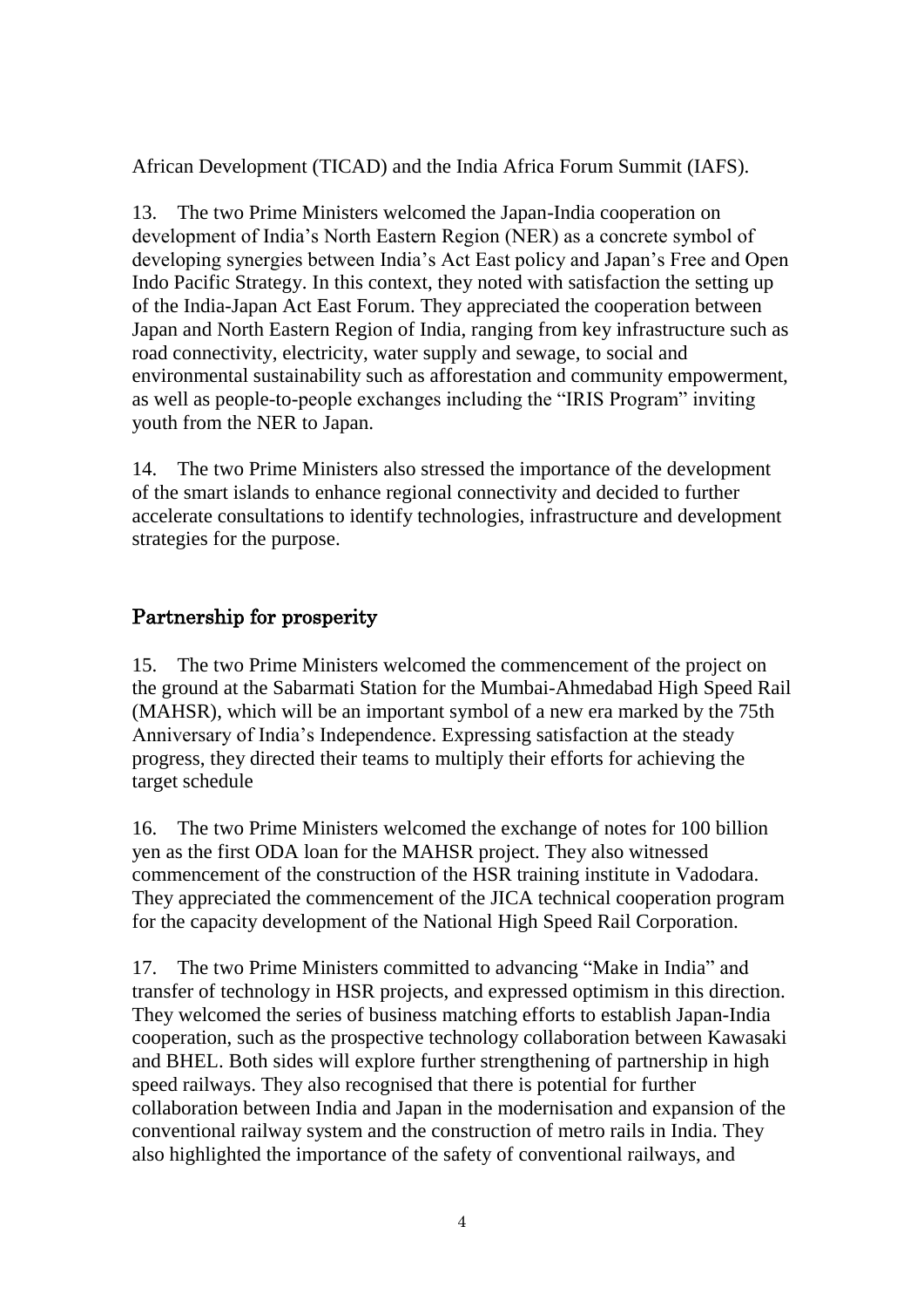African Development (TICAD) and the India Africa Forum Summit (IAFS).

13. The two Prime Ministers welcomed the Japan-India cooperation on development of India's North Eastern Region (NER) as a concrete symbol of developing synergies between India's Act East policy and Japan's Free and Open Indo Pacific Strategy. In this context, they noted with satisfaction the setting up of the India-Japan Act East Forum. They appreciated the cooperation between Japan and North Eastern Region of India, ranging from key infrastructure such as road connectivity, electricity, water supply and sewage, to social and environmental sustainability such as afforestation and community empowerment, as well as people-to-people exchanges including the "IRIS Program" inviting youth from the NER to Japan.

14. The two Prime Ministers also stressed the importance of the development of the smart islands to enhance regional connectivity and decided to further accelerate consultations to identify technologies, infrastructure and development strategies for the purpose.

## Partnership for prosperity

15. The two Prime Ministers welcomed the commencement of the project on the ground at the Sabarmati Station for the Mumbai-Ahmedabad High Speed Rail (MAHSR), which will be an important symbol of a new era marked by the 75th Anniversary of India's Independence. Expressing satisfaction at the steady progress, they directed their teams to multiply their efforts for achieving the target schedule

16. The two Prime Ministers welcomed the exchange of notes for 100 billion yen as the first ODA loan for the MAHSR project. They also witnessed commencement of the construction of the HSR training institute in Vadodara. They appreciated the commencement of the JICA technical cooperation program for the capacity development of the National High Speed Rail Corporation.

17. The two Prime Ministers committed to advancing "Make in India" and transfer of technology in HSR projects, and expressed optimism in this direction. They welcomed the series of business matching efforts to establish Japan-India cooperation, such as the prospective technology collaboration between Kawasaki and BHEL. Both sides will explore further strengthening of partnership in high speed railways. They also recognised that there is potential for further collaboration between India and Japan in the modernisation and expansion of the conventional railway system and the construction of metro rails in India. They also highlighted the importance of the safety of conventional railways, and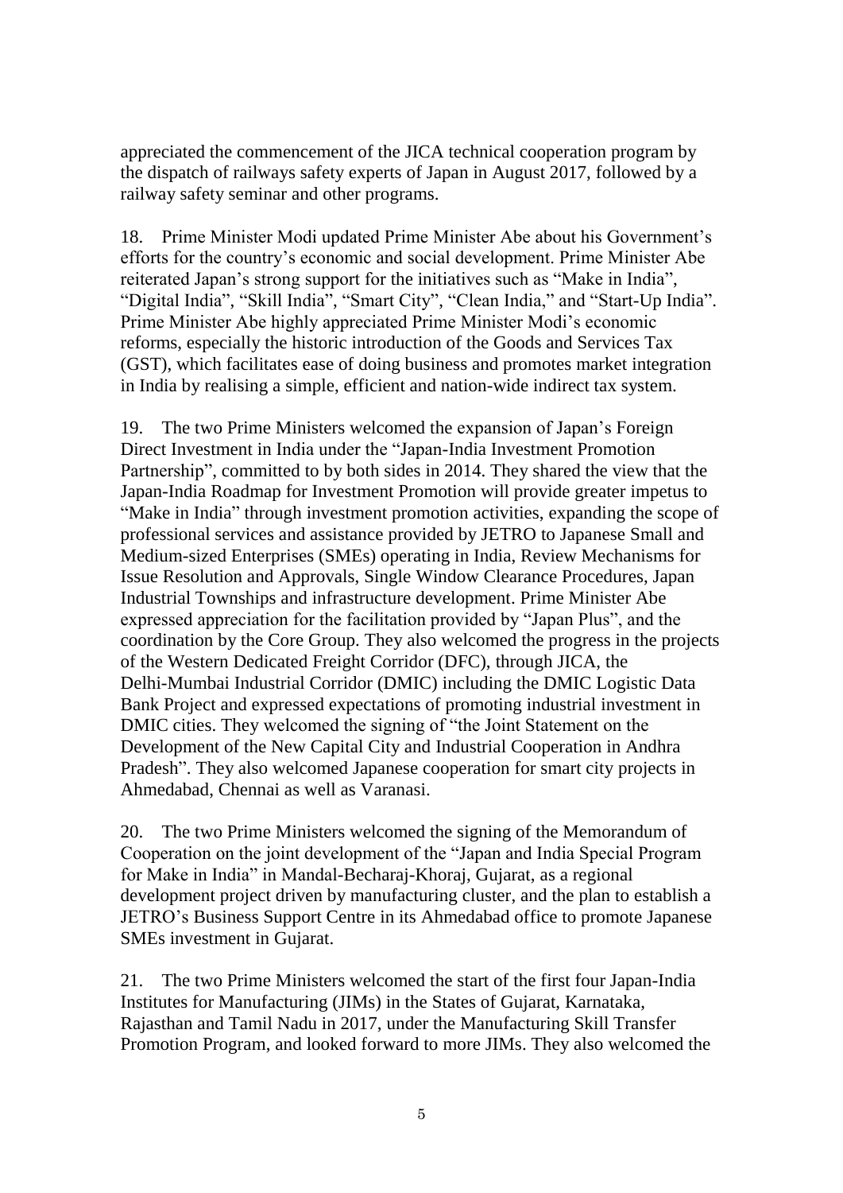appreciated the commencement of the JICA technical cooperation program by the dispatch of railways safety experts of Japan in August 2017, followed by a railway safety seminar and other programs.

18. Prime Minister Modi updated Prime Minister Abe about his Government's efforts for the country's economic and social development. Prime Minister Abe reiterated Japan's strong support for the initiatives such as "Make in India", "Digital India", "Skill India", "Smart City", "Clean India," and "Start-Up India". Prime Minister Abe highly appreciated Prime Minister Modi's economic reforms, especially the historic introduction of the Goods and Services Tax (GST), which facilitates ease of doing business and promotes market integration in India by realising a simple, efficient and nation-wide indirect tax system.

19. The two Prime Ministers welcomed the expansion of Japan's Foreign Direct Investment in India under the "Japan-India Investment Promotion Partnership", committed to by both sides in 2014. They shared the view that the Japan-India Roadmap for Investment Promotion will provide greater impetus to "Make in India" through investment promotion activities, expanding the scope of professional services and assistance provided by JETRO to Japanese Small and Medium-sized Enterprises (SMEs) operating in India, Review Mechanisms for Issue Resolution and Approvals, Single Window Clearance Procedures, Japan Industrial Townships and infrastructure development. Prime Minister Abe expressed appreciation for the facilitation provided by "Japan Plus", and the coordination by the Core Group. They also welcomed the progress in the projects of the Western Dedicated Freight Corridor (DFC), through JICA, the Delhi-Mumbai Industrial Corridor (DMIC) including the DMIC Logistic Data Bank Project and expressed expectations of promoting industrial investment in DMIC cities. They welcomed the signing of "the Joint Statement on the Development of the New Capital City and Industrial Cooperation in Andhra Pradesh". They also welcomed Japanese cooperation for smart city projects in Ahmedabad, Chennai as well as Varanasi.

20. The two Prime Ministers welcomed the signing of the Memorandum of Cooperation on the joint development of the "Japan and India Special Program for Make in India" in Mandal-Becharaj-Khoraj, Gujarat, as a regional development project driven by manufacturing cluster, and the plan to establish a JETRO's Business Support Centre in its Ahmedabad office to promote Japanese SMEs investment in Gujarat.

21. The two Prime Ministers welcomed the start of the first four Japan-India Institutes for Manufacturing (JIMs) in the States of Gujarat, Karnataka, Rajasthan and Tamil Nadu in 2017, under the Manufacturing Skill Transfer Promotion Program, and looked forward to more JIMs. They also welcomed the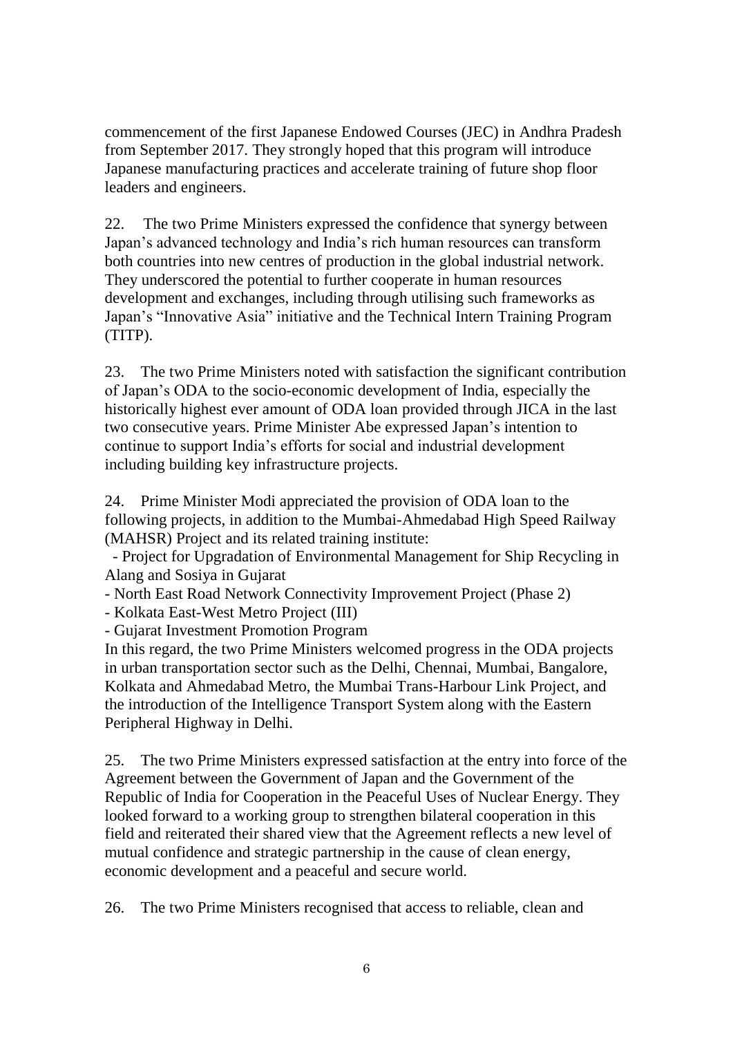commencement of the first Japanese Endowed Courses (JEC) in Andhra Pradesh from September 2017. They strongly hoped that this program will introduce Japanese manufacturing practices and accelerate training of future shop floor leaders and engineers.

22. The two Prime Ministers expressed the confidence that synergy between Japan's advanced technology and India's rich human resources can transform both countries into new centres of production in the global industrial network. They underscored the potential to further cooperate in human resources development and exchanges, including through utilising such frameworks as Japan's "Innovative Asia" initiative and the Technical Intern Training Program (TITP).

23. The two Prime Ministers noted with satisfaction the significant contribution of Japan's ODA to the socio-economic development of India, especially the historically highest ever amount of ODA loan provided through JICA in the last two consecutive years. Prime Minister Abe expressed Japan's intention to continue to support India's efforts for social and industrial development including building key infrastructure projects.

24. Prime Minister Modi appreciated the provision of ODA loan to the following projects, in addition to the Mumbai-Ahmedabad High Speed Railway (MAHSR) Project and its related training institute:

- Project for Upgradation of Environmental Management for Ship Recycling in Alang and Sosiya in Gujarat
- North East Road Network Connectivity Improvement Project (Phase 2)
- Kolkata East-West Metro Project (III)
- Gujarat Investment Promotion Program

In this regard, the two Prime Ministers welcomed progress in the ODA projects in urban transportation sector such as the Delhi, Chennai, Mumbai, Bangalore, Kolkata and Ahmedabad Metro, the Mumbai Trans-Harbour Link Project, and the introduction of the Intelligence Transport System along with the Eastern Peripheral Highway in Delhi.

25. The two Prime Ministers expressed satisfaction at the entry into force of the Agreement between the Government of Japan and the Government of the Republic of India for Cooperation in the Peaceful Uses of Nuclear Energy. They looked forward to a working group to strengthen bilateral cooperation in this field and reiterated their shared view that the Agreement reflects a new level of mutual confidence and strategic partnership in the cause of clean energy, economic development and a peaceful and secure world.

26. The two Prime Ministers recognised that access to reliable, clean and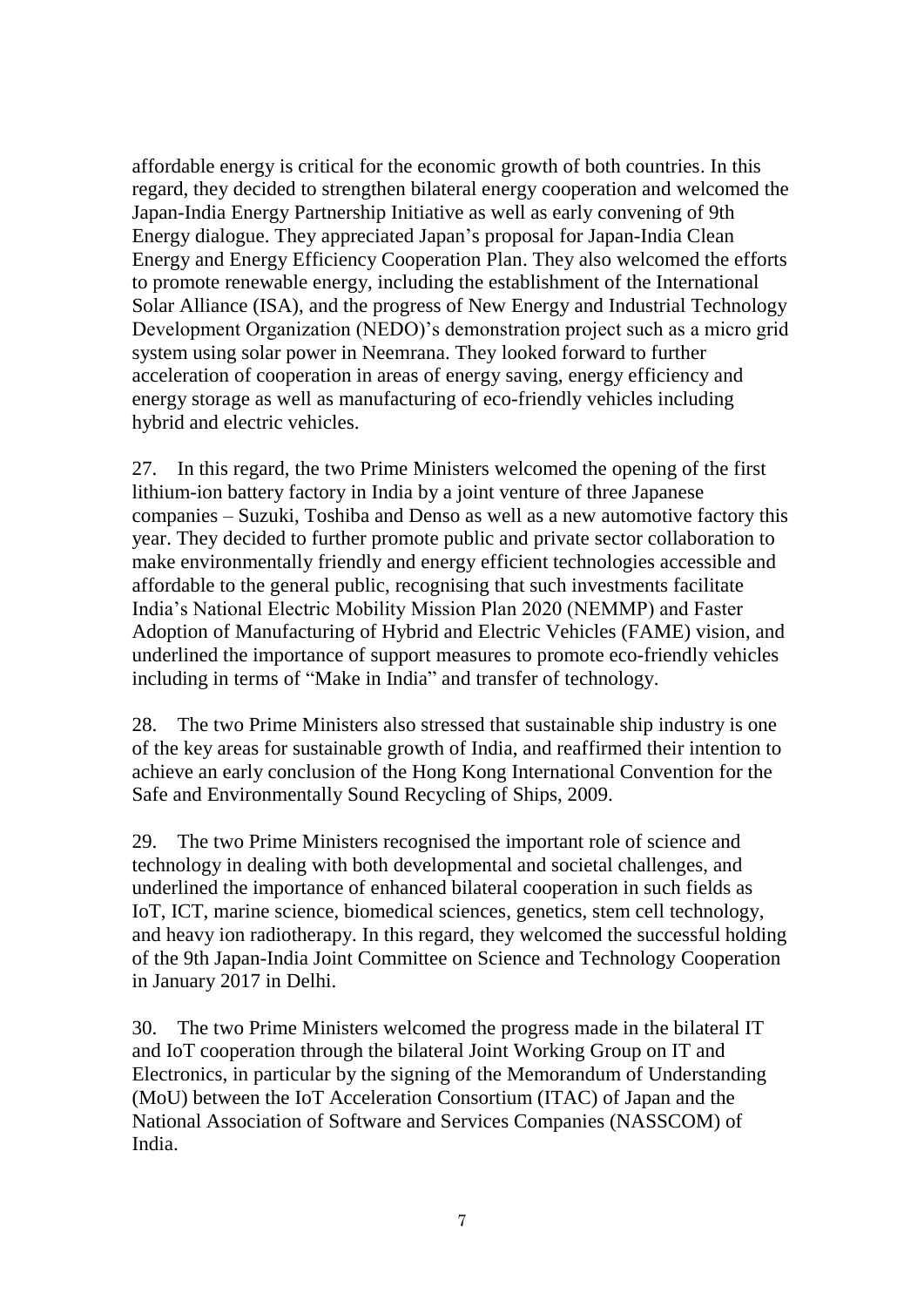affordable energy is critical for the economic growth of both countries. In this regard, they decided to strengthen bilateral energy cooperation and welcomed the Japan-India Energy Partnership Initiative as well as early convening of 9th Energy dialogue. They appreciated Japan's proposal for Japan-India Clean Energy and Energy Efficiency Cooperation Plan. They also welcomed the efforts to promote renewable energy, including the establishment of the International Solar Alliance (ISA), and the progress of New Energy and Industrial Technology Development Organization (NEDO)'s demonstration project such as a micro grid system using solar power in Neemrana. They looked forward to further acceleration of cooperation in areas of energy saving, energy efficiency and energy storage as well as manufacturing of eco-friendly vehicles including hybrid and electric vehicles.

27. In this regard, the two Prime Ministers welcomed the opening of the first lithium-ion battery factory in India by a joint venture of three Japanese companies – Suzuki, Toshiba and Denso as well as a new automotive factory this year. They decided to further promote public and private sector collaboration to make environmentally friendly and energy efficient technologies accessible and affordable to the general public, recognising that such investments facilitate India's National Electric Mobility Mission Plan 2020 (NEMMP) and Faster Adoption of Manufacturing of Hybrid and Electric Vehicles (FAME) vision, and underlined the importance of support measures to promote eco-friendly vehicles including in terms of "Make in India" and transfer of technology.

28. The two Prime Ministers also stressed that sustainable ship industry is one of the key areas for sustainable growth of India, and reaffirmed their intention to achieve an early conclusion of the Hong Kong International Convention for the Safe and Environmentally Sound Recycling of Ships, 2009.

29. The two Prime Ministers recognised the important role of science and technology in dealing with both developmental and societal challenges, and underlined the importance of enhanced bilateral cooperation in such fields as IoT, ICT, marine science, biomedical sciences, genetics, stem cell technology, and heavy ion radiotherapy. In this regard, they welcomed the successful holding of the 9th Japan-India Joint Committee on Science and Technology Cooperation in January 2017 in Delhi.

30. The two Prime Ministers welcomed the progress made in the bilateral IT and IoT cooperation through the bilateral Joint Working Group on IT and Electronics, in particular by the signing of the Memorandum of Understanding (MoU) between the IoT Acceleration Consortium (ITAC) of Japan and the National Association of Software and Services Companies (NASSCOM) of India.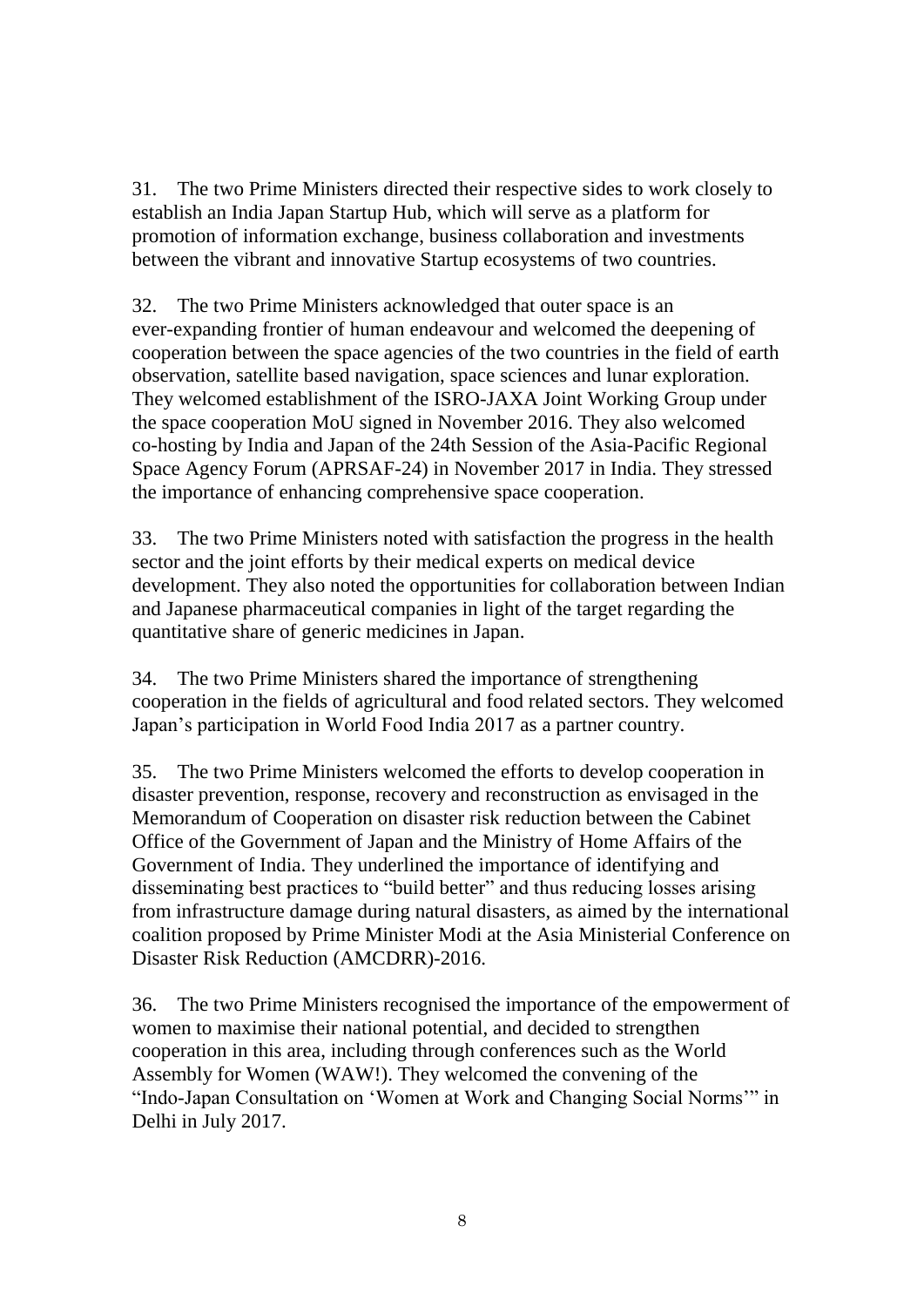31. The two Prime Ministers directed their respective sides to work closely to establish an India Japan Startup Hub, which will serve as a platform for promotion of information exchange, business collaboration and investments between the vibrant and innovative Startup ecosystems of two countries.

32. The two Prime Ministers acknowledged that outer space is an ever-expanding frontier of human endeavour and welcomed the deepening of cooperation between the space agencies of the two countries in the field of earth observation, satellite based navigation, space sciences and lunar exploration. They welcomed establishment of the ISRO-JAXA Joint Working Group under the space cooperation MoU signed in November 2016. They also welcomed co-hosting by India and Japan of the 24th Session of the Asia-Pacific Regional Space Agency Forum (APRSAF-24) in November 2017 in India. They stressed the importance of enhancing comprehensive space cooperation.

33. The two Prime Ministers noted with satisfaction the progress in the health sector and the joint efforts by their medical experts on medical device development. They also noted the opportunities for collaboration between Indian and Japanese pharmaceutical companies in light of the target regarding the quantitative share of generic medicines in Japan.

34. The two Prime Ministers shared the importance of strengthening cooperation in the fields of agricultural and food related sectors. They welcomed Japan's participation in World Food India 2017 as a partner country.

35. The two Prime Ministers welcomed the efforts to develop cooperation in disaster prevention, response, recovery and reconstruction as envisaged in the Memorandum of Cooperation on disaster risk reduction between the Cabinet Office of the Government of Japan and the Ministry of Home Affairs of the Government of India. They underlined the importance of identifying and disseminating best practices to "build better" and thus reducing losses arising from infrastructure damage during natural disasters, as aimed by the international coalition proposed by Prime Minister Modi at the Asia Ministerial Conference on Disaster Risk Reduction (AMCDRR)-2016.

36. The two Prime Ministers recognised the importance of the empowerment of women to maximise their national potential, and decided to strengthen cooperation in this area, including through conferences such as the World Assembly for Women (WAW!). They welcomed the convening of the "Indo-Japan Consultation on 'Women at Work and Changing Social Norms'" in Delhi in July 2017.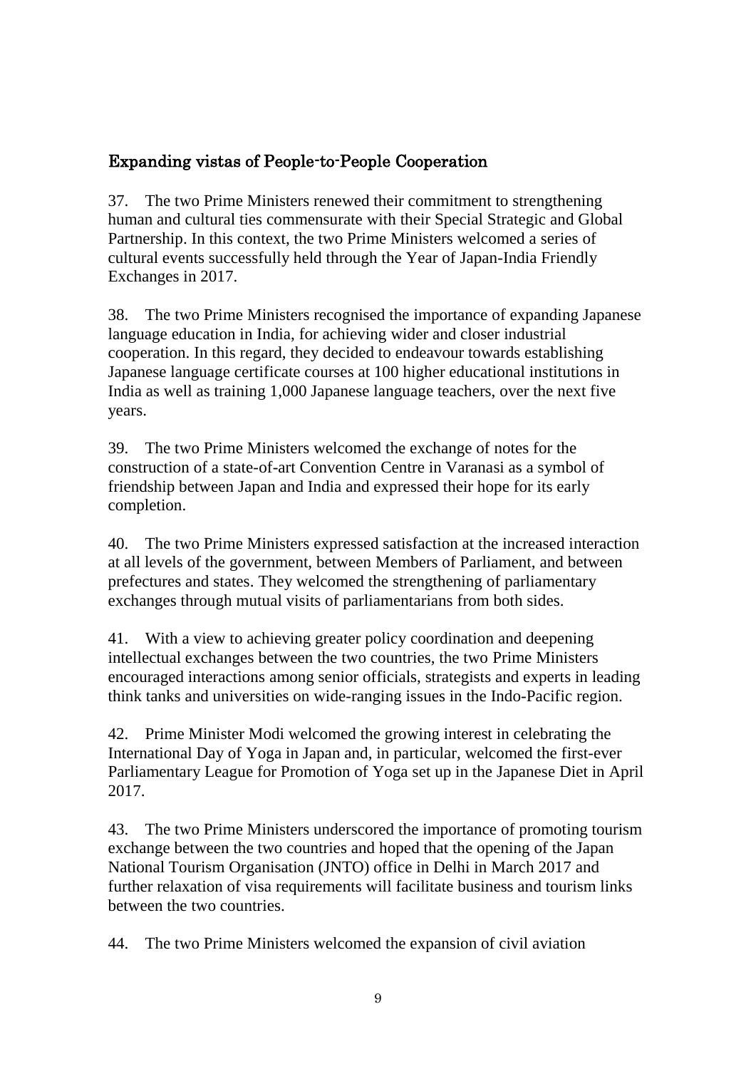## Expanding vistas of People-to-People Cooperation

37. The two Prime Ministers renewed their commitment to strengthening human and cultural ties commensurate with their Special Strategic and Global Partnership. In this context, the two Prime Ministers welcomed a series of cultural events successfully held through the Year of Japan-India Friendly Exchanges in 2017.

38. The two Prime Ministers recognised the importance of expanding Japanese language education in India, for achieving wider and closer industrial cooperation. In this regard, they decided to endeavour towards establishing Japanese language certificate courses at 100 higher educational institutions in India as well as training 1,000 Japanese language teachers, over the next five years.

39. The two Prime Ministers welcomed the exchange of notes for the construction of a state-of-art Convention Centre in Varanasi as a symbol of friendship between Japan and India and expressed their hope for its early completion.

40. The two Prime Ministers expressed satisfaction at the increased interaction at all levels of the government, between Members of Parliament, and between prefectures and states. They welcomed the strengthening of parliamentary exchanges through mutual visits of parliamentarians from both sides.

41. With a view to achieving greater policy coordination and deepening intellectual exchanges between the two countries, the two Prime Ministers encouraged interactions among senior officials, strategists and experts in leading think tanks and universities on wide-ranging issues in the Indo-Pacific region.

42. Prime Minister Modi welcomed the growing interest in celebrating the International Day of Yoga in Japan and, in particular, welcomed the first-ever Parliamentary League for Promotion of Yoga set up in the Japanese Diet in April 2017.

43. The two Prime Ministers underscored the importance of promoting tourism exchange between the two countries and hoped that the opening of the Japan National Tourism Organisation (JNTO) office in Delhi in March 2017 and further relaxation of visa requirements will facilitate business and tourism links between the two countries.

44. The two Prime Ministers welcomed the expansion of civil aviation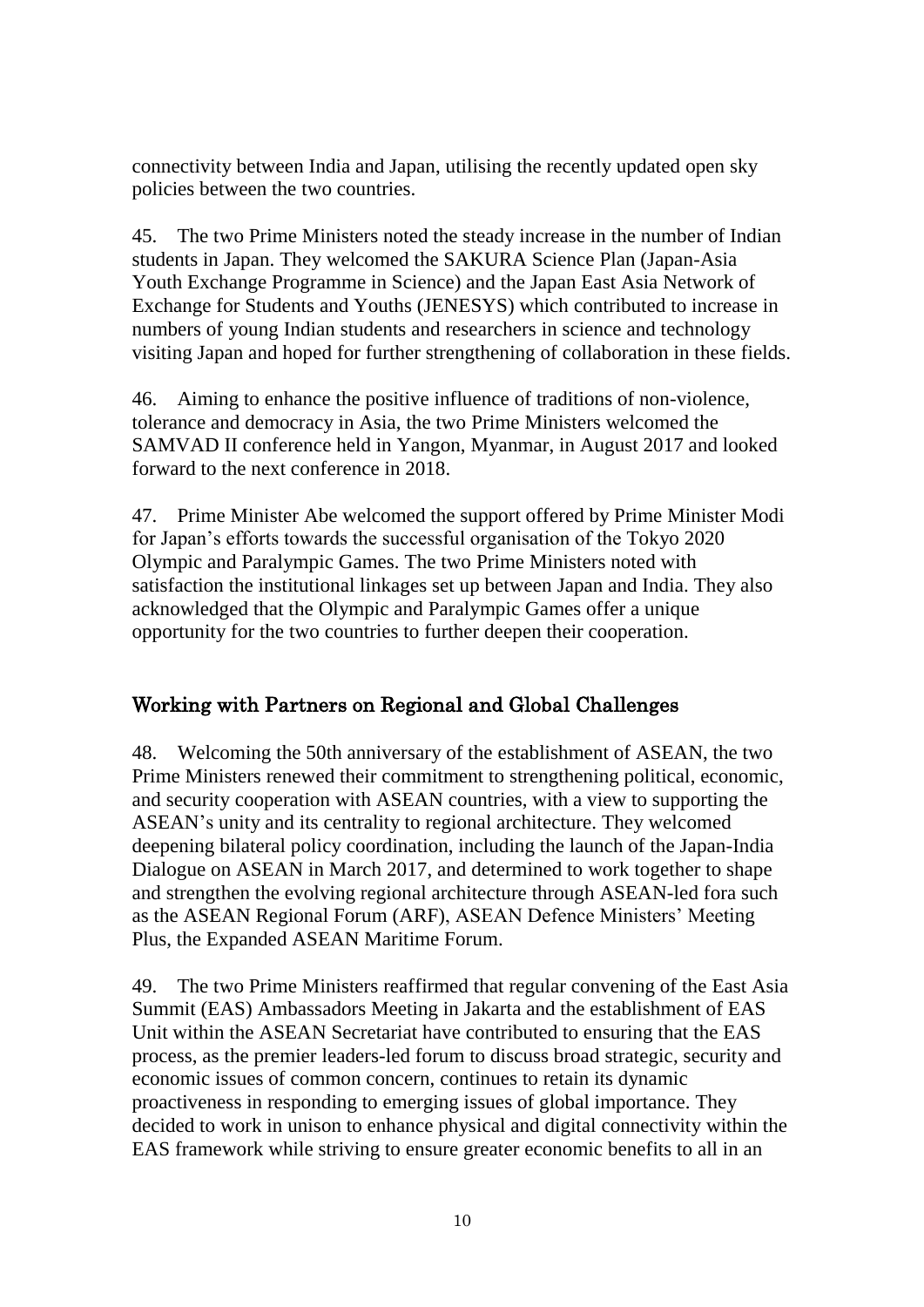connectivity between India and Japan, utilising the recently updated open sky policies between the two countries.

45. The two Prime Ministers noted the steady increase in the number of Indian students in Japan. They welcomed the SAKURA Science Plan (Japan-Asia Youth Exchange Programme in Science) and the Japan East Asia Network of Exchange for Students and Youths (JENESYS) which contributed to increase in numbers of young Indian students and researchers in science and technology visiting Japan and hoped for further strengthening of collaboration in these fields.

46. Aiming to enhance the positive influence of traditions of non-violence, tolerance and democracy in Asia, the two Prime Ministers welcomed the SAMVAD II conference held in Yangon, Myanmar, in August 2017 and looked forward to the next conference in 2018.

47. Prime Minister Abe welcomed the support offered by Prime Minister Modi for Japan's efforts towards the successful organisation of the Tokyo 2020 Olympic and Paralympic Games. The two Prime Ministers noted with satisfaction the institutional linkages set up between Japan and India. They also acknowledged that the Olympic and Paralympic Games offer a unique opportunity for the two countries to further deepen their cooperation.

## Working with Partners on Regional and Global Challenges

48. Welcoming the 50th anniversary of the establishment of ASEAN, the two Prime Ministers renewed their commitment to strengthening political, economic, and security cooperation with ASEAN countries, with a view to supporting the ASEAN's unity and its centrality to regional architecture. They welcomed deepening bilateral policy coordination, including the launch of the Japan-India Dialogue on ASEAN in March 2017, and determined to work together to shape and strengthen the evolving regional architecture through ASEAN-led fora such as the ASEAN Regional Forum (ARF), ASEAN Defence Ministers' Meeting Plus, the Expanded ASEAN Maritime Forum.

49. The two Prime Ministers reaffirmed that regular convening of the East Asia Summit (EAS) Ambassadors Meeting in Jakarta and the establishment of EAS Unit within the ASEAN Secretariat have contributed to ensuring that the EAS process, as the premier leaders-led forum to discuss broad strategic, security and economic issues of common concern, continues to retain its dynamic proactiveness in responding to emerging issues of global importance. They decided to work in unison to enhance physical and digital connectivity within the EAS framework while striving to ensure greater economic benefits to all in an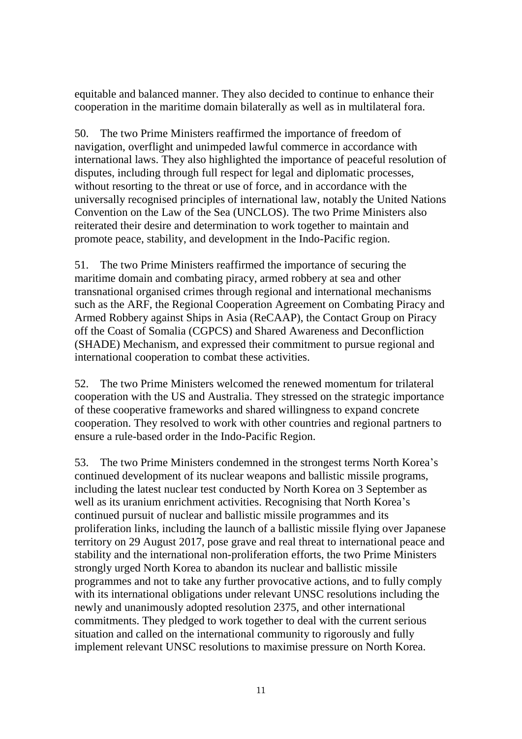equitable and balanced manner. They also decided to continue to enhance their cooperation in the maritime domain bilaterally as well as in multilateral fora.

50. The two Prime Ministers reaffirmed the importance of freedom of navigation, overflight and unimpeded lawful commerce in accordance with international laws. They also highlighted the importance of peaceful resolution of disputes, including through full respect for legal and diplomatic processes, without resorting to the threat or use of force, and in accordance with the universally recognised principles of international law, notably the United Nations Convention on the Law of the Sea (UNCLOS). The two Prime Ministers also reiterated their desire and determination to work together to maintain and promote peace, stability, and development in the Indo-Pacific region.

51. The two Prime Ministers reaffirmed the importance of securing the maritime domain and combating piracy, armed robbery at sea and other transnational organised crimes through regional and international mechanisms such as the ARF, the Regional Cooperation Agreement on Combating Piracy and Armed Robbery against Ships in Asia (ReCAAP), the Contact Group on Piracy off the Coast of Somalia (CGPCS) and Shared Awareness and Deconfliction (SHADE) Mechanism, and expressed their commitment to pursue regional and international cooperation to combat these activities.

52. The two Prime Ministers welcomed the renewed momentum for trilateral cooperation with the US and Australia. They stressed on the strategic importance of these cooperative frameworks and shared willingness to expand concrete cooperation. They resolved to work with other countries and regional partners to ensure a rule-based order in the Indo-Pacific Region.

53. The two Prime Ministers condemned in the strongest terms North Korea's continued development of its nuclear weapons and ballistic missile programs, including the latest nuclear test conducted by North Korea on 3 September as well as its uranium enrichment activities. Recognising that North Korea's continued pursuit of nuclear and ballistic missile programmes and its proliferation links, including the launch of a ballistic missile flying over Japanese territory on 29 August 2017, pose grave and real threat to international peace and stability and the international non-proliferation efforts, the two Prime Ministers strongly urged North Korea to abandon its nuclear and ballistic missile programmes and not to take any further provocative actions, and to fully comply with its international obligations under relevant UNSC resolutions including the newly and unanimously adopted resolution 2375, and other international commitments. They pledged to work together to deal with the current serious situation and called on the international community to rigorously and fully implement relevant UNSC resolutions to maximise pressure on North Korea.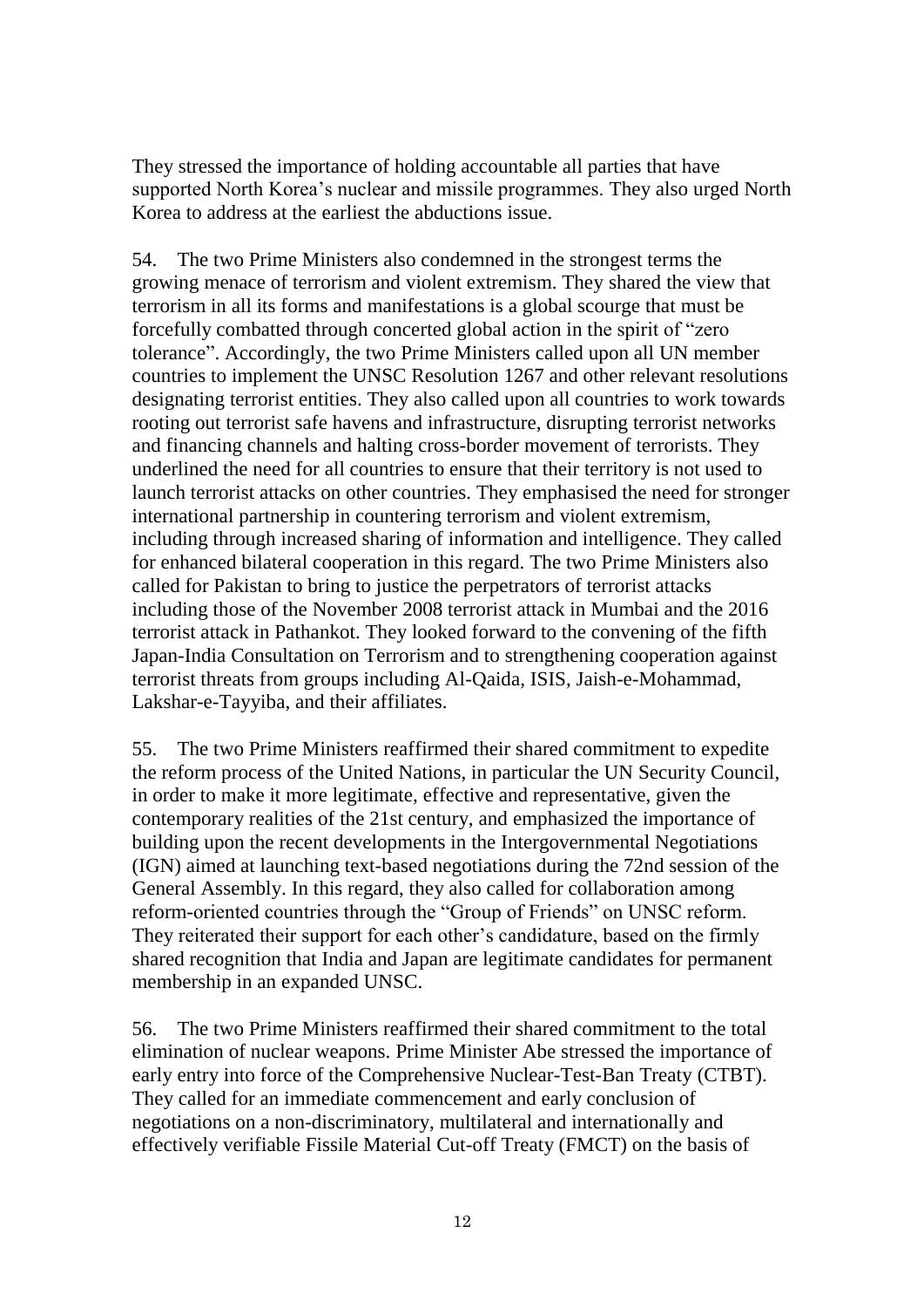They stressed the importance of holding accountable all parties that have supported North Korea's nuclear and missile programmes. They also urged North Korea to address at the earliest the abductions issue.

54. The two Prime Ministers also condemned in the strongest terms the growing menace of terrorism and violent extremism. They shared the view that terrorism in all its forms and manifestations is a global scourge that must be forcefully combatted through concerted global action in the spirit of "zero tolerance". Accordingly, the two Prime Ministers called upon all UN member countries to implement the UNSC Resolution 1267 and other relevant resolutions designating terrorist entities. They also called upon all countries to work towards rooting out terrorist safe havens and infrastructure, disrupting terrorist networks and financing channels and halting cross-border movement of terrorists. They underlined the need for all countries to ensure that their territory is not used to launch terrorist attacks on other countries. They emphasised the need for stronger international partnership in countering terrorism and violent extremism, including through increased sharing of information and intelligence. They called for enhanced bilateral cooperation in this regard. The two Prime Ministers also called for Pakistan to bring to justice the perpetrators of terrorist attacks including those of the November 2008 terrorist attack in Mumbai and the 2016 terrorist attack in Pathankot. They looked forward to the convening of the fifth Japan-India Consultation on Terrorism and to strengthening cooperation against terrorist threats from groups including Al-Qaida, ISIS, Jaish-e-Mohammad, Lakshar-e-Tayyiba, and their affiliates.

55. The two Prime Ministers reaffirmed their shared commitment to expedite the reform process of the United Nations, in particular the UN Security Council, in order to make it more legitimate, effective and representative, given the contemporary realities of the 21st century, and emphasized the importance of building upon the recent developments in the Intergovernmental Negotiations (IGN) aimed at launching text-based negotiations during the 72nd session of the General Assembly. In this regard, they also called for collaboration among reform-oriented countries through the "Group of Friends" on UNSC reform. They reiterated their support for each other's candidature, based on the firmly shared recognition that India and Japan are legitimate candidates for permanent membership in an expanded UNSC.

56. The two Prime Ministers reaffirmed their shared commitment to the total elimination of nuclear weapons. Prime Minister Abe stressed the importance of early entry into force of the Comprehensive Nuclear-Test-Ban Treaty (CTBT). They called for an immediate commencement and early conclusion of negotiations on a non-discriminatory, multilateral and internationally and effectively verifiable Fissile Material Cut-off Treaty (FMCT) on the basis of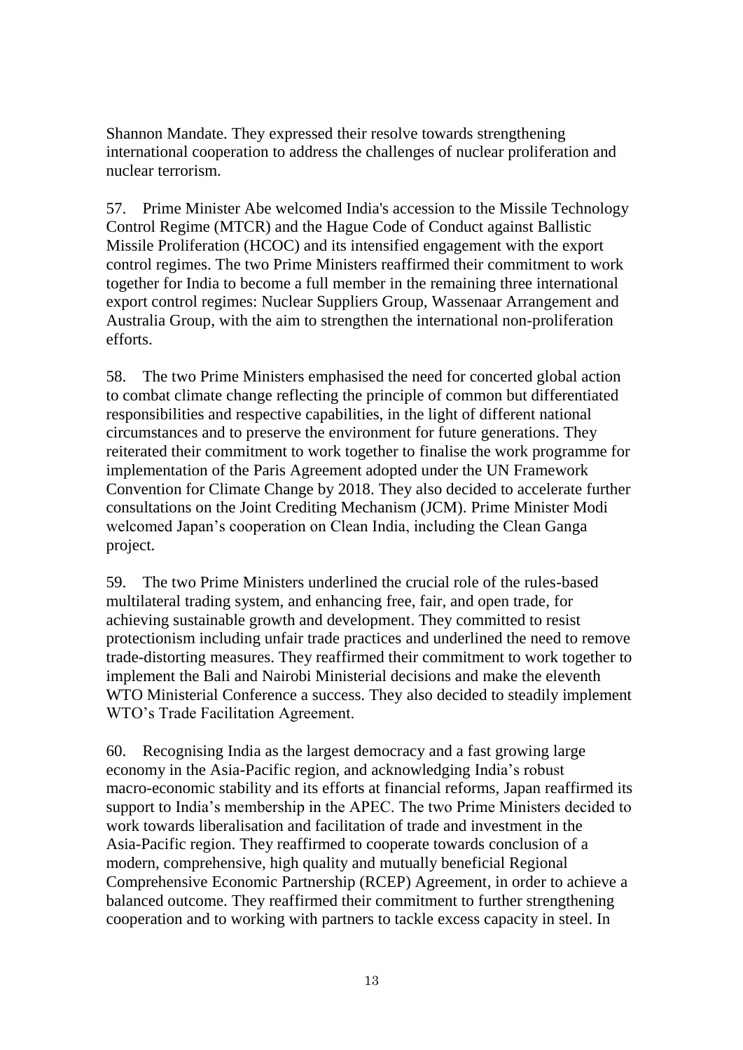Shannon Mandate. They expressed their resolve towards strengthening international cooperation to address the challenges of nuclear proliferation and nuclear terrorism.

57. Prime Minister Abe welcomed India's accession to the Missile Technology Control Regime (MTCR) and the Hague Code of Conduct against Ballistic Missile Proliferation (HCOC) and its intensified engagement with the export control regimes. The two Prime Ministers reaffirmed their commitment to work together for India to become a full member in the remaining three international export control regimes: Nuclear Suppliers Group, Wassenaar Arrangement and Australia Group, with the aim to strengthen the international non-proliferation efforts.

58. The two Prime Ministers emphasised the need for concerted global action to combat climate change reflecting the principle of common but differentiated responsibilities and respective capabilities, in the light of different national circumstances and to preserve the environment for future generations. They reiterated their commitment to work together to finalise the work programme for implementation of the Paris Agreement adopted under the UN Framework Convention for Climate Change by 2018. They also decided to accelerate further consultations on the Joint Crediting Mechanism (JCM). Prime Minister Modi welcomed Japan's cooperation on Clean India, including the Clean Ganga project.

59. The two Prime Ministers underlined the crucial role of the rules-based multilateral trading system, and enhancing free, fair, and open trade, for achieving sustainable growth and development. They committed to resist protectionism including unfair trade practices and underlined the need to remove trade-distorting measures. They reaffirmed their commitment to work together to implement the Bali and Nairobi Ministerial decisions and make the eleventh WTO Ministerial Conference a success. They also decided to steadily implement WTO's Trade Facilitation Agreement.

60. Recognising India as the largest democracy and a fast growing large economy in the Asia-Pacific region, and acknowledging India's robust macro-economic stability and its efforts at financial reforms, Japan reaffirmed its support to India's membership in the APEC. The two Prime Ministers decided to work towards liberalisation and facilitation of trade and investment in the Asia-Pacific region. They reaffirmed to cooperate towards conclusion of a modern, comprehensive, high quality and mutually beneficial Regional Comprehensive Economic Partnership (RCEP) Agreement, in order to achieve a balanced outcome. They reaffirmed their commitment to further strengthening cooperation and to working with partners to tackle excess capacity in steel. In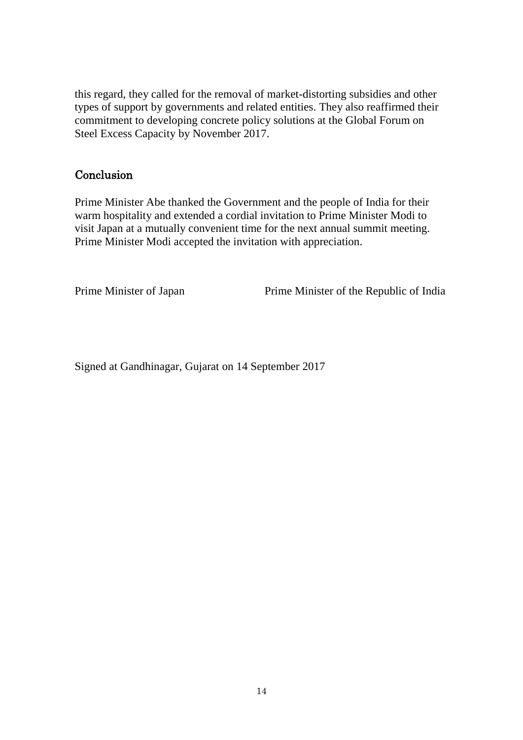this regard, they called for the removal of market-distorting subsidies and other types of support by governments and related entities. They also reaffirmed their commitment to developing concrete policy solutions at the Global Forum on Steel Excess Capacity by November 2017.

## Conclusion

Prime Minister Abe thanked the Government and the people of India for their warm hospitality and extended a cordial invitation to Prime Minister Modi to visit Japan at a mutually convenient time for the next annual summit meeting. Prime Minister Modi accepted the invitation with appreciation.

Prime Minister of Japan

Prime Minister of the Republic of India

Signed at Gandhinagar, Gujarat on 14 September 2017